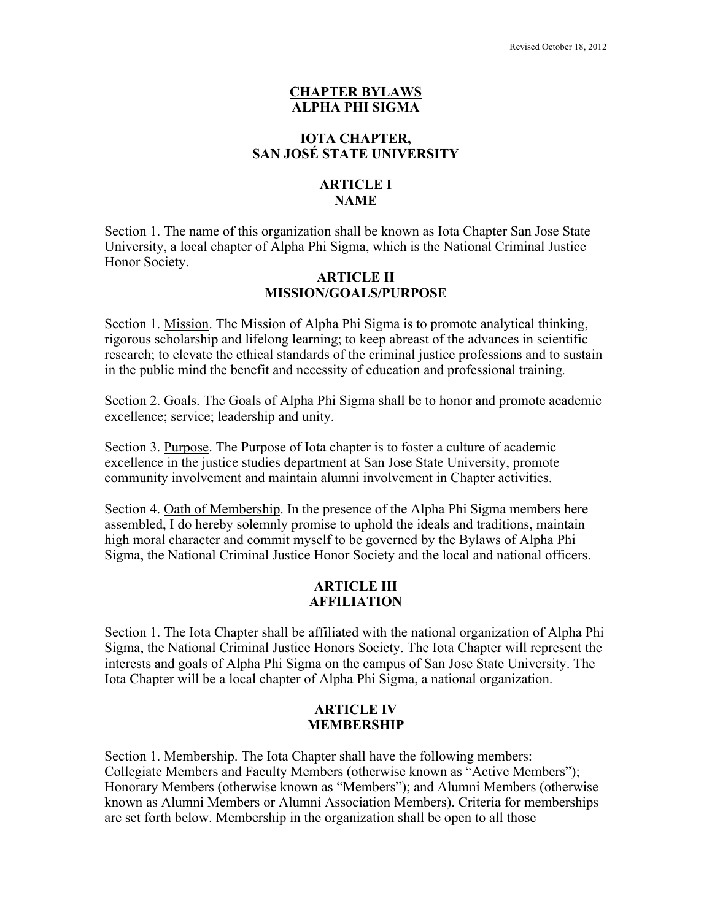Revised October 18, 2012

# CHAPTER BYLAWS
# ALPHA PHI SIGMA

## IOTA CHAPTER, SAN JOSÉ STATE UNIVERSITY

## ARTICLE I
## NAME

Section 1. The name of this organization shall be known as Iota Chapter San Jose State University, a local chapter of Alpha Phi Sigma, which is the National Criminal Justice Honor Society.

## ARTICLE II
## MISSION/GOALS/PURPOSE

Section 1. Mission. The Mission of Alpha Phi Sigma is to promote analytical thinking, rigorous scholarship and lifelong learning; to keep abreast of the advances in scientific research; to elevate the ethical standards of the criminal justice professions and to sustain in the public mind the benefit and necessity of education and professional training.

Section 2. Goals. The Goals of Alpha Phi Sigma shall be to honor and promote academic excellence; service; leadership and unity.

Section 3. Purpose. The Purpose of Iota chapter is to foster a culture of academic excellence in the justice studies department at San Jose State University, promote community involvement and maintain alumni involvement in Chapter activities.

Section 4. Oath of Membership. In the presence of the Alpha Phi Sigma members here assembled, I do hereby solemnly promise to uphold the ideals and traditions, maintain high moral character and commit myself to be governed by the Bylaws of Alpha Phi Sigma, the National Criminal Justice Honor Society and the local and national officers.

## ARTICLE III
## AFFILIATION

Section 1. The Iota Chapter shall be affiliated with the national organization of Alpha Phi Sigma, the National Criminal Justice Honors Society. The Iota Chapter will represent the interests and goals of Alpha Phi Sigma on the campus of San Jose State University. The Iota Chapter will be a local chapter of Alpha Phi Sigma, a national organization.

## ARTICLE IV
## MEMBERSHIP

Section 1. Membership. The Iota Chapter shall have the following members: Collegiate Members and Faculty Members (otherwise known as "Active Members"); Honorary Members (otherwise known as "Members"); and Alumni Members (otherwise known as Alumni Members or Alumni Association Members). Criteria for memberships are set forth below. Membership in the organization shall be open to all those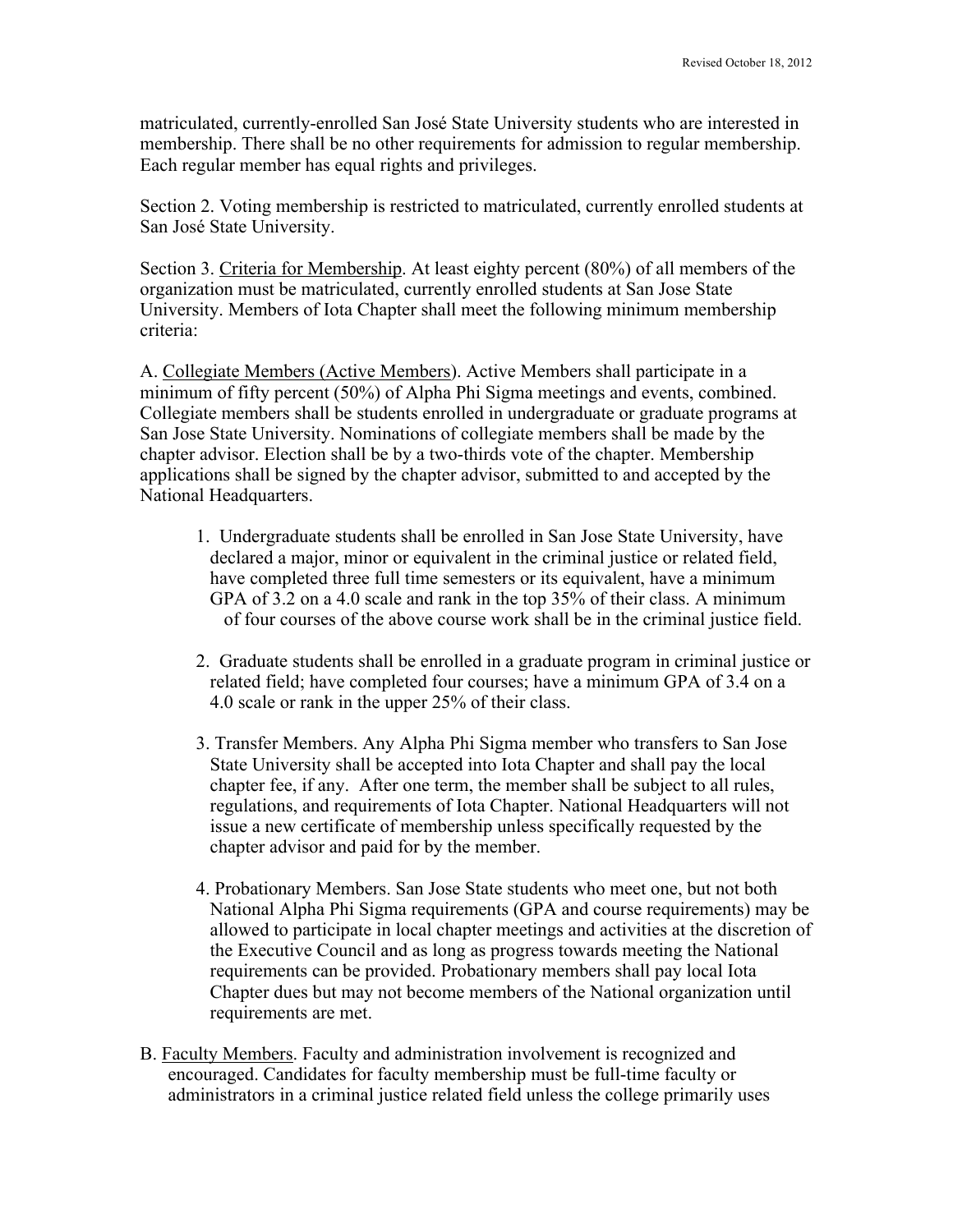matriculated, currently-enrolled San José State University students who are interested in membership. There shall be no other requirements for admission to regular membership. Each regular member has equal rights and privileges.

Section 2. Voting membership is restricted to matriculated, currently enrolled students at San José State University.

Section 3. Criteria for Membership. At least eighty percent (80%) of all members of the organization must be matriculated, currently enrolled students at San Jose State University. Members of Iota Chapter shall meet the following minimum membership criteria:

A. Collegiate Members (Active Members). Active Members shall participate in a minimum of fifty percent (50%) of Alpha Phi Sigma meetings and events, combined. Collegiate members shall be students enrolled in undergraduate or graduate programs at San Jose State University. Nominations of collegiate members shall be made by the chapter advisor. Election shall be by a two-thirds vote of the chapter. Membership applications shall be signed by the chapter advisor, submitted to and accepted by the National Headquarters.

1. Undergraduate students shall be enrolled in San Jose State University, have declared a major, minor or equivalent in the criminal justice or related field, have completed three full time semesters or its equivalent, have a minimum GPA of 3.2 on a 4.0 scale and rank in the top 35% of their class. A minimum of four courses of the above course work shall be in the criminal justice field.

2. Graduate students shall be enrolled in a graduate program in criminal justice or related field; have completed four courses; have a minimum GPA of 3.4 on a 4.0 scale or rank in the upper 25% of their class.

3. Transfer Members. Any Alpha Phi Sigma member who transfers to San Jose State University shall be accepted into Iota Chapter and shall pay the local chapter fee, if any. After one term, the member shall be subject to all rules, regulations, and requirements of Iota Chapter. National Headquarters will not issue a new certificate of membership unless specifically requested by the chapter advisor and paid for by the member.

4. Probationary Members. San Jose State students who meet one, but not both National Alpha Phi Sigma requirements (GPA and course requirements) may be allowed to participate in local chapter meetings and activities at the discretion of the Executive Council and as long as progress towards meeting the National requirements can be provided. Probationary members shall pay local Iota Chapter dues but may not become members of the National organization until requirements are met.

B. Faculty Members. Faculty and administration involvement is recognized and encouraged. Candidates for faculty membership must be full-time faculty or administrators in a criminal justice related field unless the college primarily uses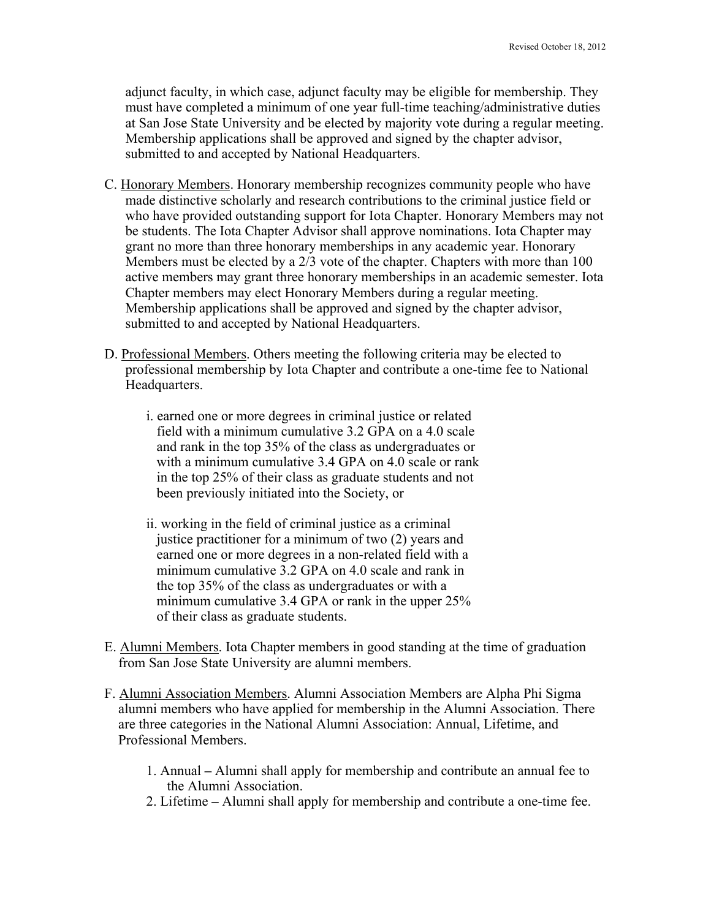adjunct faculty, in which case, adjunct faculty may be eligible for membership. They must have completed a minimum of one year full-time teaching/administrative duties at San Jose State University and be elected by majority vote during a regular meeting. Membership applications shall be approved and signed by the chapter advisor, submitted to and accepted by National Headquarters.

C. Honorary Members. Honorary membership recognizes community people who have made distinctive scholarly and research contributions to the criminal justice field or who have provided outstanding support for Iota Chapter. Honorary Members may not be students. The Iota Chapter Advisor shall approve nominations. Iota Chapter may grant no more than three honorary memberships in any academic year. Honorary Members must be elected by a 2/3 vote of the chapter. Chapters with more than 100 active members may grant three honorary memberships in an academic semester. Iota Chapter members may elect Honorary Members during a regular meeting. Membership applications shall be approved and signed by the chapter advisor, submitted to and accepted by National Headquarters.

D. Professional Members. Others meeting the following criteria may be elected to professional membership by Iota Chapter and contribute a one-time fee to National Headquarters.

   i. earned one or more degrees in criminal justice or related field with a minimum cumulative 3.2 GPA on a 4.0 scale and rank in the top 35% of the class as undergraduates or with a minimum cumulative 3.4 GPA on 4.0 scale or rank in the top 25% of their class as graduate students and not been previously initiated into the Society, or

   ii. working in the field of criminal justice as a criminal justice practitioner for a minimum of two (2) years and earned one or more degrees in a non-related field with a minimum cumulative 3.2 GPA on 4.0 scale and rank in the top 35% of the class as undergraduates or with a minimum cumulative 3.4 GPA or rank in the upper 25% of their class as graduate students.

E. Alumni Members. Iota Chapter members in good standing at the time of graduation from San Jose State University are alumni members.

F. Alumni Association Members. Alumni Association Members are Alpha Phi Sigma alumni members who have applied for membership in the Alumni Association. There are three categories in the National Alumni Association: Annual, Lifetime, and Professional Members.

   1. Annual – Alumni shall apply for membership and contribute an annual fee to the Alumni Association.
   2. Lifetime – Alumni shall apply for membership and contribute a one-time fee.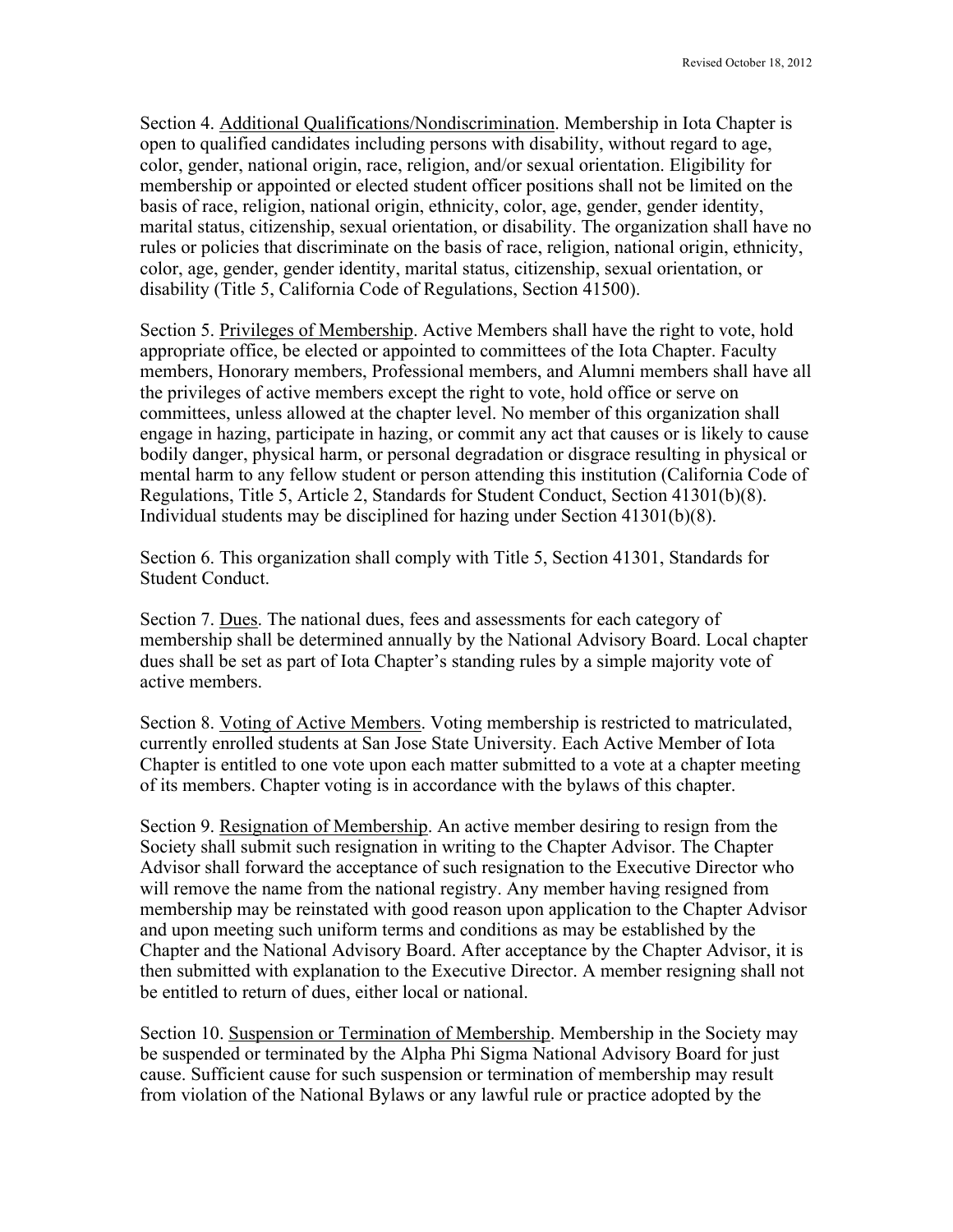Section 4. Additional Qualifications/Nondiscrimination. Membership in Iota Chapter is open to qualified candidates including persons with disability, without regard to age, color, gender, national origin, race, religion, and/or sexual orientation. Eligibility for membership or appointed or elected student officer positions shall not be limited on the basis of race, religion, national origin, ethnicity, color, age, gender, gender identity, marital status, citizenship, sexual orientation, or disability. The organization shall have no rules or policies that discriminate on the basis of race, religion, national origin, ethnicity, color, age, gender, gender identity, marital status, citizenship, sexual orientation, or disability (Title 5, California Code of Regulations, Section 41500).

Section 5. Privileges of Membership. Active Members shall have the right to vote, hold appropriate office, be elected or appointed to committees of the Iota Chapter. Faculty members, Honorary members, Professional members, and Alumni members shall have all the privileges of active members except the right to vote, hold office or serve on committees, unless allowed at the chapter level. No member of this organization shall engage in hazing, participate in hazing, or commit any act that causes or is likely to cause bodily danger, physical harm, or personal degradation or disgrace resulting in physical or mental harm to any fellow student or person attending this institution (California Code of Regulations, Title 5, Article 2, Standards for Student Conduct, Section 41301(b)(8). Individual students may be disciplined for hazing under Section 41301(b)(8).

Section 6. This organization shall comply with Title 5, Section 41301, Standards for Student Conduct.

Section 7. Dues. The national dues, fees and assessments for each category of membership shall be determined annually by the National Advisory Board. Local chapter dues shall be set as part of Iota Chapter's standing rules by a simple majority vote of active members.

Section 8. Voting of Active Members. Voting membership is restricted to matriculated, currently enrolled students at San Jose State University. Each Active Member of Iota Chapter is entitled to one vote upon each matter submitted to a vote at a chapter meeting of its members. Chapter voting is in accordance with the bylaws of this chapter.

Section 9. Resignation of Membership. An active member desiring to resign from the Society shall submit such resignation in writing to the Chapter Advisor. The Chapter Advisor shall forward the acceptance of such resignation to the Executive Director who will remove the name from the national registry. Any member having resigned from membership may be reinstated with good reason upon application to the Chapter Advisor and upon meeting such uniform terms and conditions as may be established by the Chapter and the National Advisory Board. After acceptance by the Chapter Advisor, it is then submitted with explanation to the Executive Director. A member resigning shall not be entitled to return of dues, either local or national.

Section 10. Suspension or Termination of Membership. Membership in the Society may be suspended or terminated by the Alpha Phi Sigma National Advisory Board for just cause. Sufficient cause for such suspension or termination of membership may result from violation of the National Bylaws or any lawful rule or practice adopted by the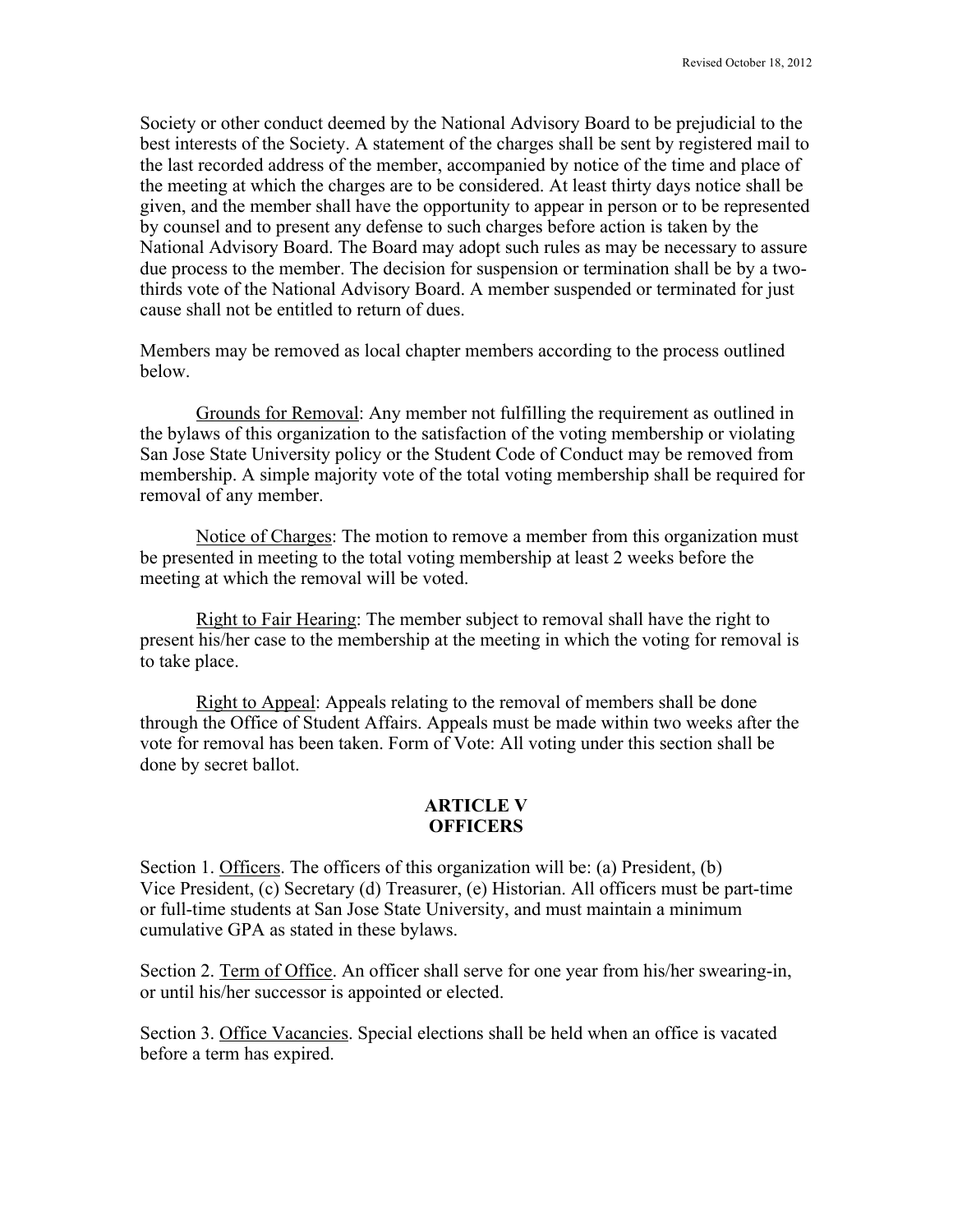Society or other conduct deemed by the National Advisory Board to be prejudicial to the best interests of the Society. A statement of the charges shall be sent by registered mail to the last recorded address of the member, accompanied by notice of the time and place of the meeting at which the charges are to be considered. At least thirty days notice shall be given, and the member shall have the opportunity to appear in person or to be represented by counsel and to present any defense to such charges before action is taken by the National Advisory Board. The Board may adopt such rules as may be necessary to assure due process to the member. The decision for suspension or termination shall be by a two-thirds vote of the National Advisory Board. A member suspended or terminated for just cause shall not be entitled to return of dues.

Members may be removed as local chapter members according to the process outlined below.

Grounds for Removal: Any member not fulfilling the requirement as outlined in the bylaws of this organization to the satisfaction of the voting membership or violating San Jose State University policy or the Student Code of Conduct may be removed from membership. A simple majority vote of the total voting membership shall be required for removal of any member.

Notice of Charges: The motion to remove a member from this organization must be presented in meeting to the total voting membership at least 2 weeks before the meeting at which the removal will be voted.

Right to Fair Hearing: The member subject to removal shall have the right to present his/her case to the membership at the meeting in which the voting for removal is to take place.

Right to Appeal: Appeals relating to the removal of members shall be done through the Office of Student Affairs. Appeals must be made within two weeks after the vote for removal has been taken. Form of Vote: All voting under this section shall be done by secret ballot.

## ARTICLE V
## OFFICERS

Section 1. Officers. The officers of this organization will be: (a) President, (b) Vice President, (c) Secretary (d) Treasurer, (e) Historian. All officers must be part-time or full-time students at San Jose State University, and must maintain a minimum cumulative GPA as stated in these bylaws.

Section 2. Term of Office. An officer shall serve for one year from his/her swearing-in, or until his/her successor is appointed or elected.

Section 3. Office Vacancies. Special elections shall be held when an office is vacated before a term has expired.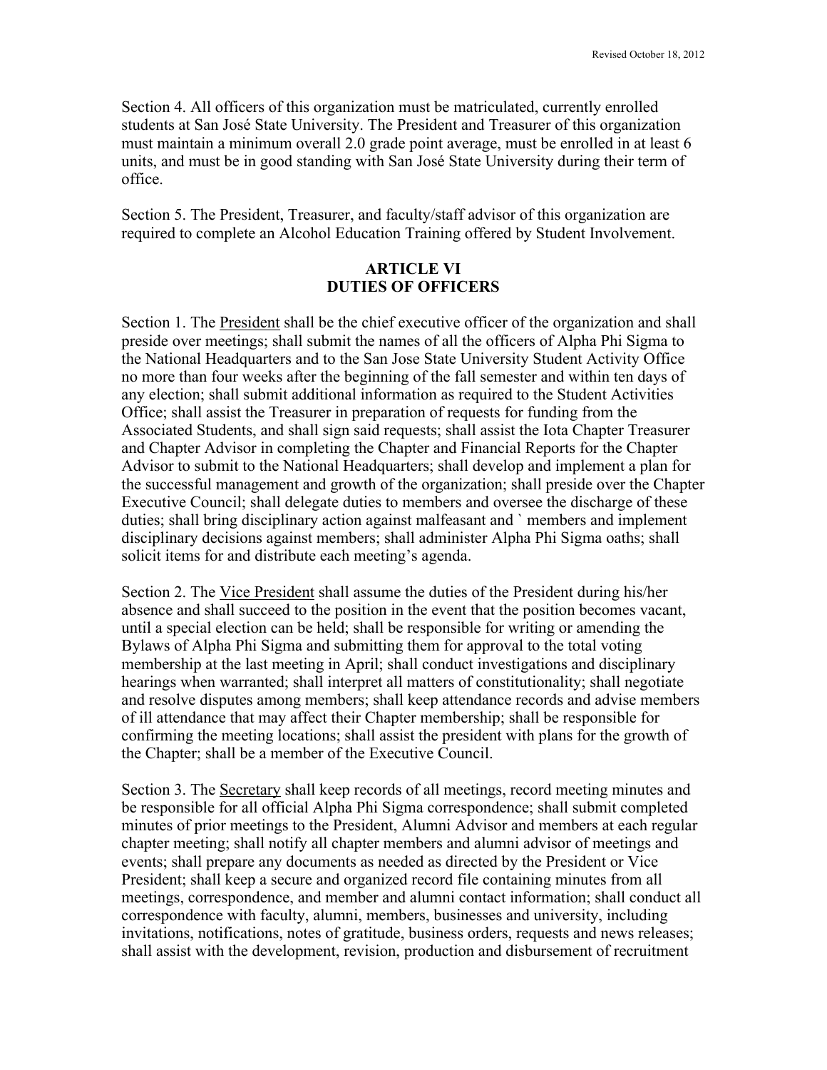Section 4. All officers of this organization must be matriculated, currently enrolled students at San José State University. The President and Treasurer of this organization must maintain a minimum overall 2.0 grade point average, must be enrolled in at least 6 units, and must be in good standing with San José State University during their term of office.

Section 5. The President, Treasurer, and faculty/staff advisor of this organization are required to complete an Alcohol Education Training offered by Student Involvement.

## ARTICLE VI
## DUTIES OF OFFICERS

Section 1. The President shall be the chief executive officer of the organization and shall preside over meetings; shall submit the names of all the officers of Alpha Phi Sigma to the National Headquarters and to the San Jose State University Student Activity Office no more than four weeks after the beginning of the fall semester and within ten days of any election; shall submit additional information as required to the Student Activities Office; shall assist the Treasurer in preparation of requests for funding from the Associated Students, and shall sign said requests; shall assist the Iota Chapter Treasurer and Chapter Advisor in completing the Chapter and Financial Reports for the Chapter Advisor to submit to the National Headquarters; shall develop and implement a plan for the successful management and growth of the organization; shall preside over the Chapter Executive Council; shall delegate duties to members and oversee the discharge of these duties; shall bring disciplinary action against malfeasant and ` members and implement disciplinary decisions against members; shall administer Alpha Phi Sigma oaths; shall solicit items for and distribute each meeting's agenda.

Section 2. The Vice President shall assume the duties of the President during his/her absence and shall succeed to the position in the event that the position becomes vacant, until a special election can be held; shall be responsible for writing or amending the Bylaws of Alpha Phi Sigma and submitting them for approval to the total voting membership at the last meeting in April; shall conduct investigations and disciplinary hearings when warranted; shall interpret all matters of constitutionality; shall negotiate and resolve disputes among members; shall keep attendance records and advise members of ill attendance that may affect their Chapter membership; shall be responsible for confirming the meeting locations; shall assist the president with plans for the growth of the Chapter; shall be a member of the Executive Council.

Section 3. The Secretary shall keep records of all meetings, record meeting minutes and be responsible for all official Alpha Phi Sigma correspondence; shall submit completed minutes of prior meetings to the President, Alumni Advisor and members at each regular chapter meeting; shall notify all chapter members and alumni advisor of meetings and events; shall prepare any documents as needed as directed by the President or Vice President; shall keep a secure and organized record file containing minutes from all meetings, correspondence, and member and alumni contact information; shall conduct all correspondence with faculty, alumni, members, businesses and university, including invitations, notifications, notes of gratitude, business orders, requests and news releases; shall assist with the development, revision, production and disbursement of recruitment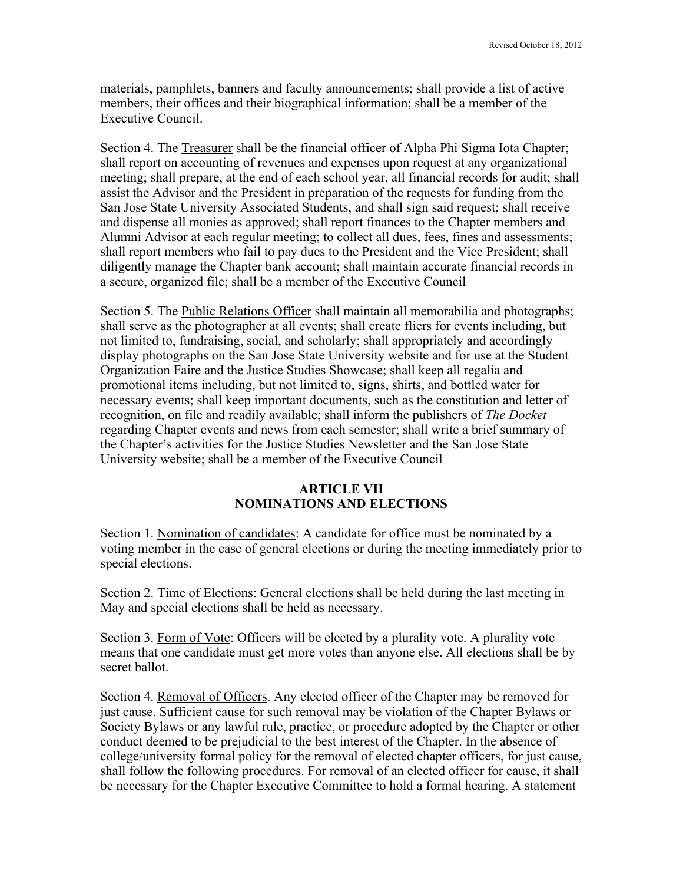materials, pamphlets, banners and faculty announcements; shall provide a list of active members, their offices and their biographical information; shall be a member of the Executive Council.

Section 4. The Treasurer shall be the financial officer of Alpha Phi Sigma Iota Chapter; shall report on accounting of revenues and expenses upon request at any organizational meeting; shall prepare, at the end of each school year, all financial records for audit; shall assist the Advisor and the President in preparation of the requests for funding from the San Jose State University Associated Students, and shall sign said request; shall receive and dispense all monies as approved; shall report finances to the Chapter members and Alumni Advisor at each regular meeting; to collect all dues, fees, fines and assessments; shall report members who fail to pay dues to the President and the Vice President; shall diligently manage the Chapter bank account; shall maintain accurate financial records in a secure, organized file; shall be a member of the Executive Council

Section 5. The Public Relations Officer shall maintain all memorabilia and photographs; shall serve as the photographer at all events; shall create fliers for events including, but not limited to, fundraising, social, and scholarly; shall appropriately and accordingly display photographs on the San Jose State University website and for use at the Student Organization Faire and the Justice Studies Showcase; shall keep all regalia and promotional items including, but not limited to, signs, shirts, and bottled water for necessary events; shall keep important documents, such as the constitution and letter of recognition, on file and readily available; shall inform the publishers of *The Docket* regarding Chapter events and news from each semester; shall write a brief summary of the Chapter's activities for the Justice Studies Newsletter and the San Jose State University website; shall be a member of the Executive Council

## ARTICLE VII
## NOMINATIONS AND ELECTIONS

Section 1. Nomination of candidates: A candidate for office must be nominated by a voting member in the case of general elections or during the meeting immediately prior to special elections.

Section 2. Time of Elections: General elections shall be held during the last meeting in May and special elections shall be held as necessary.

Section 3. Form of Vote: Officers will be elected by a plurality vote. A plurality vote means that one candidate must get more votes than anyone else. All elections shall be by secret ballot.

Section 4. Removal of Officers. Any elected officer of the Chapter may be removed for just cause. Sufficient cause for such removal may be violation of the Chapter Bylaws or Society Bylaws or any lawful rule, practice, or procedure adopted by the Chapter or other conduct deemed to be prejudicial to the best interest of the Chapter. In the absence of college/university formal policy for the removal of elected chapter officers, for just cause, shall follow the following procedures. For removal of an elected officer for cause, it shall be necessary for the Chapter Executive Committee to hold a formal hearing. A statement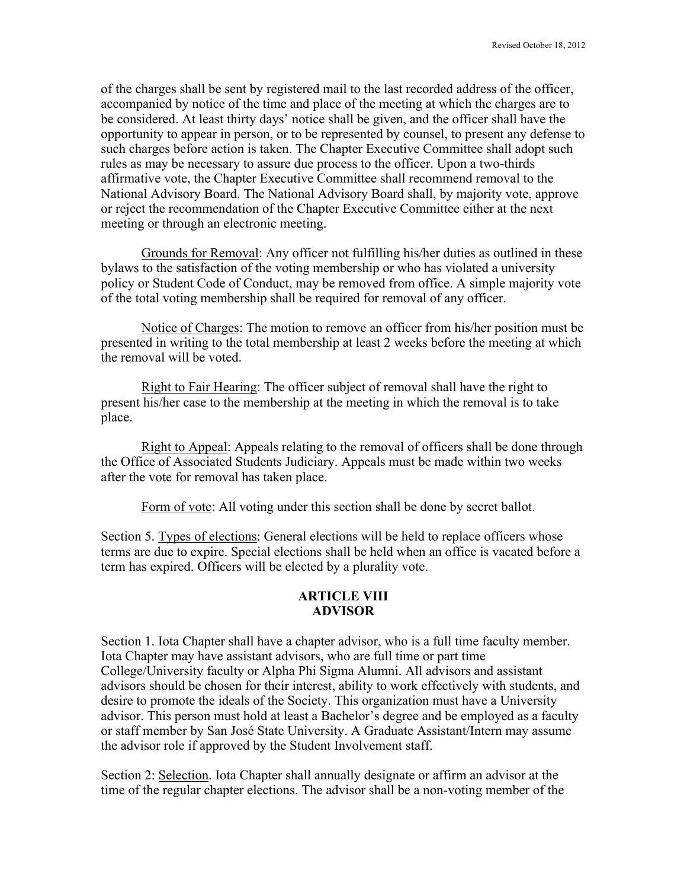of the charges shall be sent by registered mail to the last recorded address of the officer, accompanied by notice of the time and place of the meeting at which the charges are to be considered. At least thirty days' notice shall be given, and the officer shall have the opportunity to appear in person, or to be represented by counsel, to present any defense to such charges before action is taken. The Chapter Executive Committee shall adopt such rules as may be necessary to assure due process to the officer. Upon a two-thirds affirmative vote, the Chapter Executive Committee shall recommend removal to the National Advisory Board. The National Advisory Board shall, by majority vote, approve or reject the recommendation of the Chapter Executive Committee either at the next meeting or through an electronic meeting.

Grounds for Removal: Any officer not fulfilling his/her duties as outlined in these bylaws to the satisfaction of the voting membership or who has violated a university policy or Student Code of Conduct, may be removed from office. A simple majority vote of the total voting membership shall be required for removal of any officer.

Notice of Charges: The motion to remove an officer from his/her position must be presented in writing to the total membership at least 2 weeks before the meeting at which the removal will be voted.

Right to Fair Hearing: The officer subject of removal shall have the right to present his/her case to the membership at the meeting in which the removal is to take place.

Right to Appeal: Appeals relating to the removal of officers shall be done through the Office of Associated Students Judiciary. Appeals must be made within two weeks after the vote for removal has taken place.

Form of vote: All voting under this section shall be done by secret ballot.

Section 5. Types of elections: General elections will be held to replace officers whose terms are due to expire. Special elections shall be held when an office is vacated before a term has expired. Officers will be elected by a plurality vote.

## ARTICLE VIII
## ADVISOR

Section 1. Iota Chapter shall have a chapter advisor, who is a full time faculty member. Iota Chapter may have assistant advisors, who are full time or part time College/University faculty or Alpha Phi Sigma Alumni. All advisors and assistant advisors should be chosen for their interest, ability to work effectively with students, and desire to promote the ideals of the Society. This organization must have a University advisor. This person must hold at least a Bachelor's degree and be employed as a faculty or staff member by San José State University. A Graduate Assistant/Intern may assume the advisor role if approved by the Student Involvement staff.

Section 2: Selection. Iota Chapter shall annually designate or affirm an advisor at the time of the regular chapter elections. The advisor shall be a non-voting member of the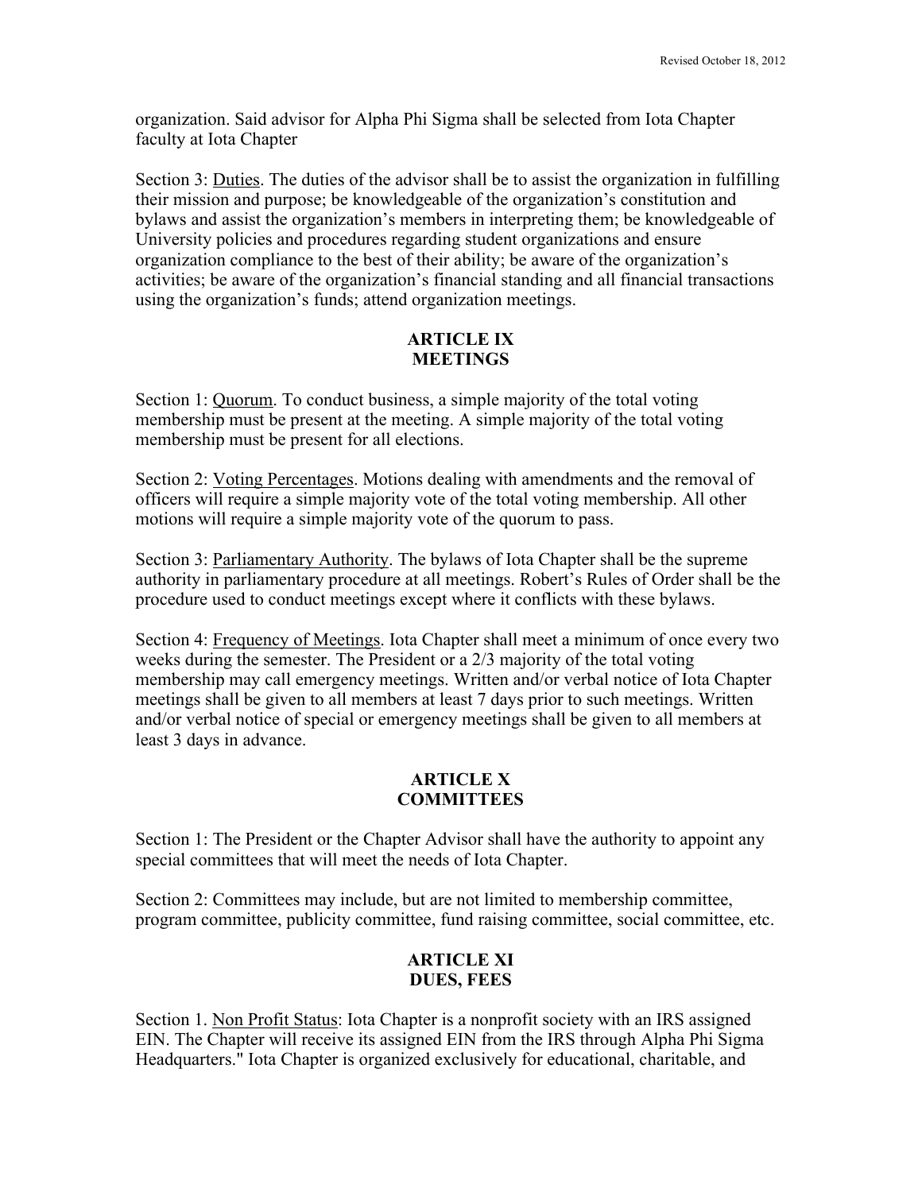organization. Said advisor for Alpha Phi Sigma shall be selected from Iota Chapter faculty at Iota Chapter

Section 3: Duties. The duties of the advisor shall be to assist the organization in fulfilling their mission and purpose; be knowledgeable of the organization's constitution and bylaws and assist the organization's members in interpreting them; be knowledgeable of University policies and procedures regarding student organizations and ensure organization compliance to the best of their ability; be aware of the organization's activities; be aware of the organization's financial standing and all financial transactions using the organization's funds; attend organization meetings.

## ARTICLE IX
## MEETINGS

Section 1: Quorum. To conduct business, a simple majority of the total voting membership must be present at the meeting. A simple majority of the total voting membership must be present for all elections.

Section 2: Voting Percentages. Motions dealing with amendments and the removal of officers will require a simple majority vote of the total voting membership. All other motions will require a simple majority vote of the quorum to pass.

Section 3: Parliamentary Authority. The bylaws of Iota Chapter shall be the supreme authority in parliamentary procedure at all meetings. Robert's Rules of Order shall be the procedure used to conduct meetings except where it conflicts with these bylaws.

Section 4: Frequency of Meetings. Iota Chapter shall meet a minimum of once every two weeks during the semester. The President or a 2/3 majority of the total voting membership may call emergency meetings. Written and/or verbal notice of Iota Chapter meetings shall be given to all members at least 7 days prior to such meetings. Written and/or verbal notice of special or emergency meetings shall be given to all members at least 3 days in advance.

## ARTICLE X
## COMMITTEES

Section 1: The President or the Chapter Advisor shall have the authority to appoint any special committees that will meet the needs of Iota Chapter.

Section 2: Committees may include, but are not limited to membership committee, program committee, publicity committee, fund raising committee, social committee, etc.

## ARTICLE XI
## DUES, FEES

Section 1. Non Profit Status: Iota Chapter is a nonprofit society with an IRS assigned EIN. The Chapter will receive its assigned EIN from the IRS through Alpha Phi Sigma Headquarters." Iota Chapter is organized exclusively for educational, charitable, and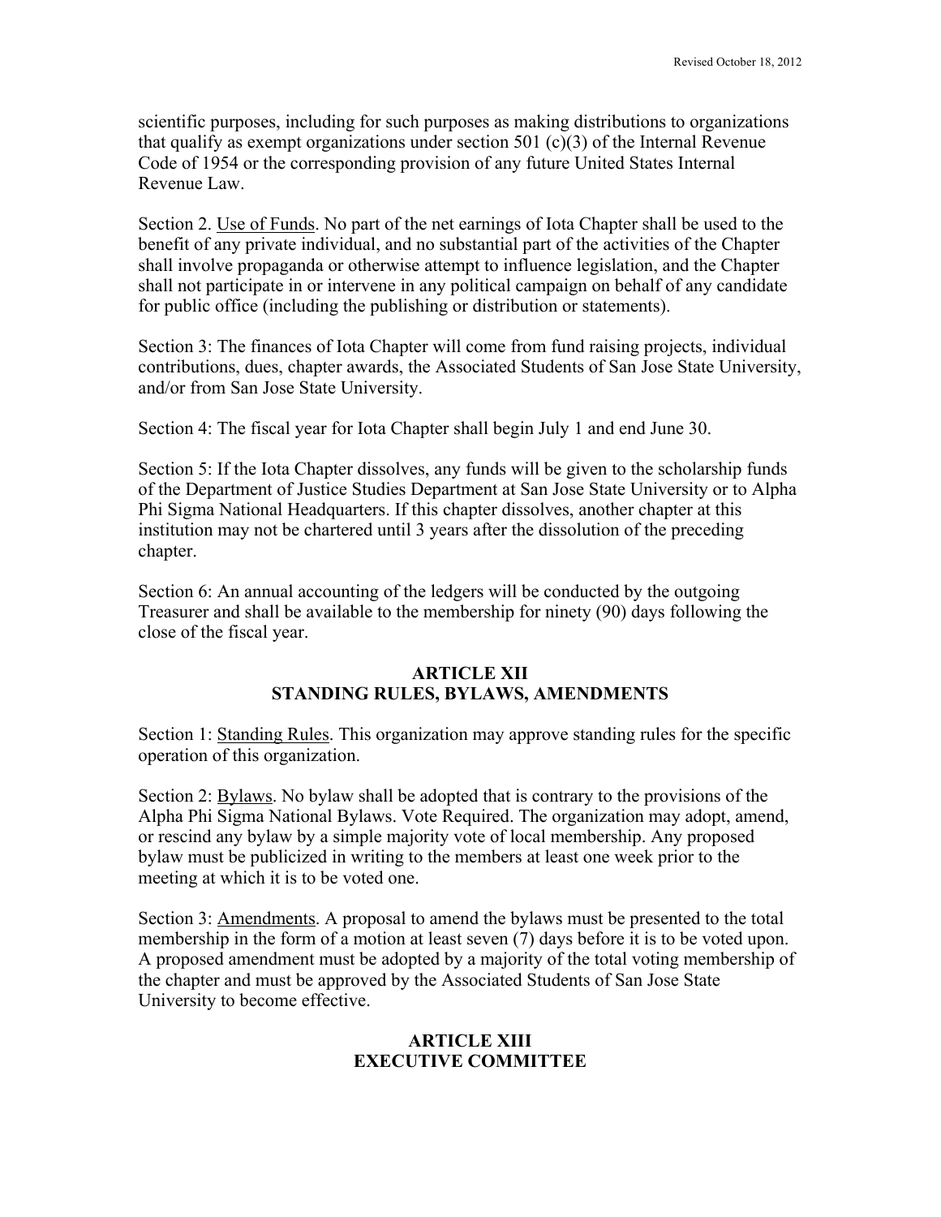scientific purposes, including for such purposes as making distributions to organizations that qualify as exempt organizations under section 501 (c)(3) of the Internal Revenue Code of 1954 or the corresponding provision of any future United States Internal Revenue Law.

Section 2. Use of Funds. No part of the net earnings of Iota Chapter shall be used to the benefit of any private individual, and no substantial part of the activities of the Chapter shall involve propaganda or otherwise attempt to influence legislation, and the Chapter shall not participate in or intervene in any political campaign on behalf of any candidate for public office (including the publishing or distribution or statements).

Section 3: The finances of Iota Chapter will come from fund raising projects, individual contributions, dues, chapter awards, the Associated Students of San Jose State University, and/or from San Jose State University.

Section 4: The fiscal year for Iota Chapter shall begin July 1 and end June 30.

Section 5: If the Iota Chapter dissolves, any funds will be given to the scholarship funds of the Department of Justice Studies Department at San Jose State University or to Alpha Phi Sigma National Headquarters. If this chapter dissolves, another chapter at this institution may not be chartered until 3 years after the dissolution of the preceding chapter.

Section 6: An annual accounting of the ledgers will be conducted by the outgoing Treasurer and shall be available to the membership for ninety (90) days following the close of the fiscal year.

## ARTICLE XII
## STANDING RULES, BYLAWS, AMENDMENTS

Section 1: Standing Rules. This organization may approve standing rules for the specific operation of this organization.

Section 2: Bylaws. No bylaw shall be adopted that is contrary to the provisions of the Alpha Phi Sigma National Bylaws. Vote Required. The organization may adopt, amend, or rescind any bylaw by a simple majority vote of local membership. Any proposed bylaw must be publicized in writing to the members at least one week prior to the meeting at which it is to be voted one.

Section 3: Amendments. A proposal to amend the bylaws must be presented to the total membership in the form of a motion at least seven (7) days before it is to be voted upon. A proposed amendment must be adopted by a majority of the total voting membership of the chapter and must be approved by the Associated Students of San Jose State University to become effective.

## ARTICLE XIII
## EXECUTIVE COMMITTEE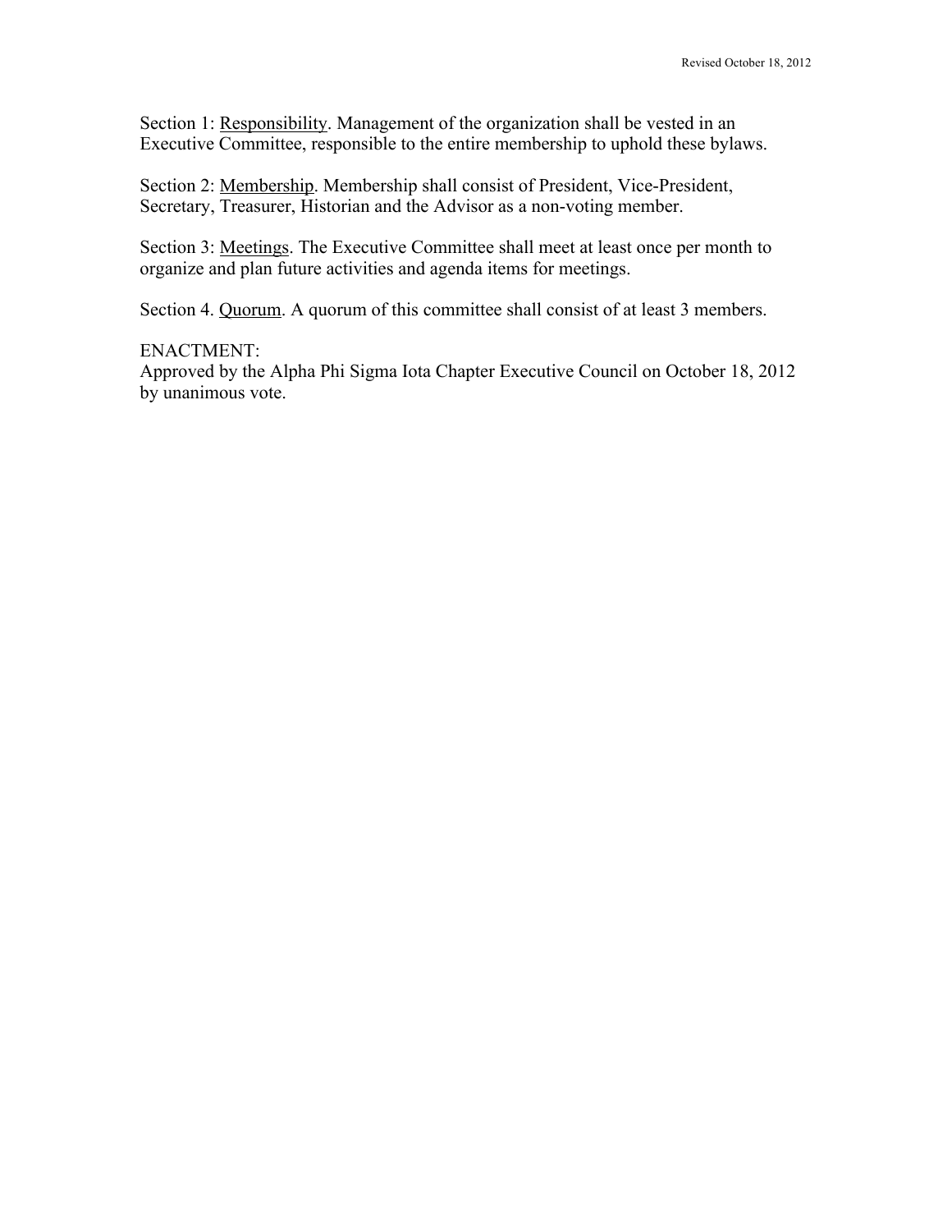Section 1: <u>Responsibility</u>. Management of the organization shall be vested in an Executive Committee, responsible to the entire membership to uphold these bylaws.

Section 2: <u>Membership</u>. Membership shall consist of President, Vice-President, Secretary, Treasurer, Historian and the Advisor as a non-voting member.

Section 3: <u>Meetings</u>. The Executive Committee shall meet at least once per month to organize and plan future activities and agenda items for meetings.

Section 4. <u>Quorum</u>. A quorum of this committee shall consist of at least 3 members.

ENACTMENT:
Approved by the Alpha Phi Sigma Iota Chapter Executive Council on October 18, 2012 by unanimous vote.